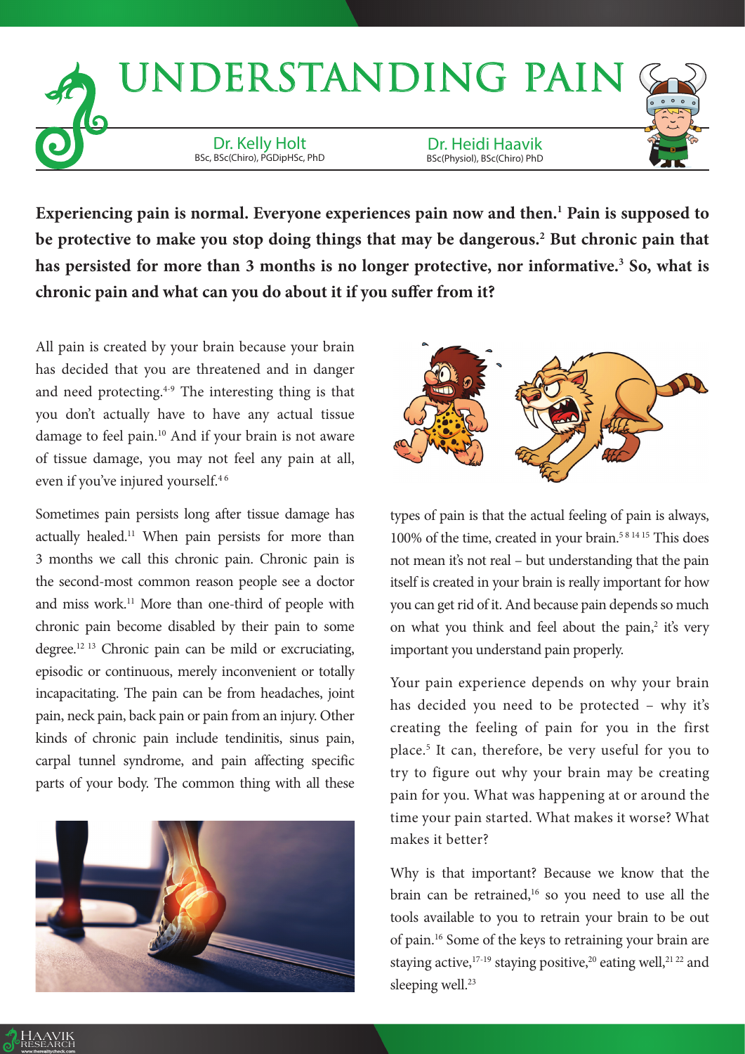# UNDERSTANDING PAIN

Dr. Kelly Holt
BSc, BSc(Chiro), PGDipHSc, PhD

Dr. Heidi Haavik
BSc(Physiol), BSc(Chiro) PhD

**Experiencing pain is normal. Everyone experiences pain now and then.[1] Pain is supposed to be protective to make you stop doing things that may be dangerous.[2] But chronic pain that has persisted for more than 3 months is no longer protective, nor informative.[3] So, what is chronic pain and what can you do about it if you suffer from it?**

All pain is created by your brain because your brain has decided that you are threatened and in danger and need protecting.[4-9] The interesting thing is that you don't actually have to have any actual tissue damage to feel pain.[10] And if your brain is not aware of tissue damage, you may not feel any pain at all, even if you've injured yourself.[4,6]

Sometimes pain persists long after tissue damage has actually healed.[11] When pain persists for more than 3 months we call this chronic pain. Chronic pain is the second-most common reason people see a doctor and miss work.[11] More than one-third of people with chronic pain become disabled by their pain to some degree.[12,13] Chronic pain can be mild or excruciating, episodic or continuous, merely inconvenient or totally incapacitating. The pain can be from headaches, joint pain, neck pain, back pain or pain from an injury. Other kinds of chronic pain include tendinitis, sinus pain, carpal tunnel syndrome, and pain affecting specific parts of your body. The common thing with all these types of pain is that the actual feeling of pain is always, 100% of the time, created in your brain.[5,8,14,15] This does not mean it's not real – but understanding that the pain itself is created in your brain is really important for how you can get rid of it. And because pain depends so much on what you think and feel about the pain,[2] it's very important you understand pain properly.

Your pain experience depends on why your brain has decided you need to be protected – why it's creating the feeling of pain for you in the first place.[5] It can, therefore, be very useful for you to try to figure out why your brain may be creating pain for you. What was happening at or around the time your pain started. What makes it worse? What makes it better?

Why is that important? Because we know that the brain can be retrained,[16] so you need to use all the tools available to you to retrain your brain to be out of pain.[16] Some of the keys to retraining your brain are staying active,[17-19] staying positive,[20] eating well,[21,22] and sleeping well.[23]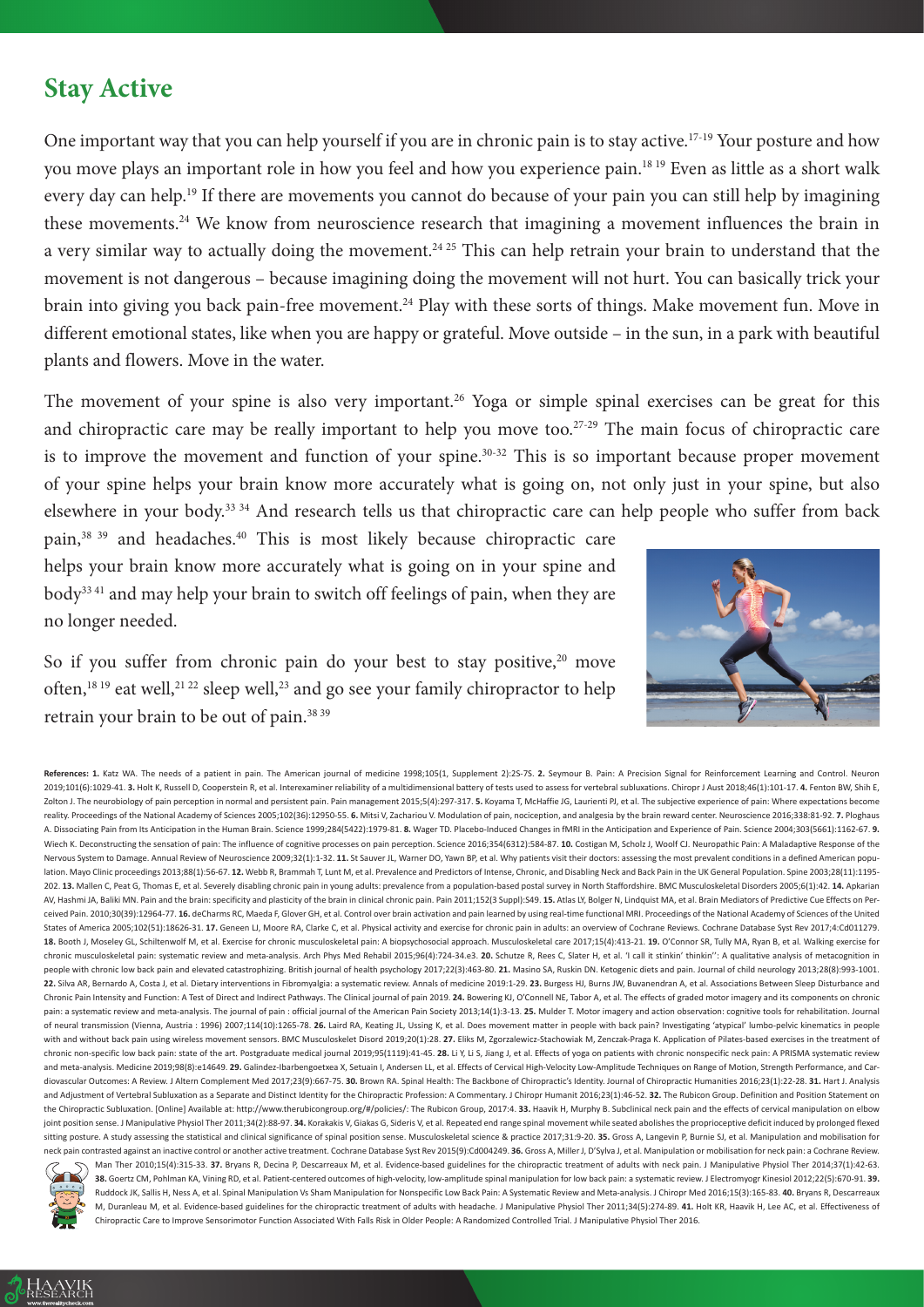## Stay Active

One important way that you can help yourself if you are in chronic pain is to stay active.[17-19] Your posture and how you move plays an important role in how you feel and how you experience pain.[18 19] Even as little as a short walk every day can help.[19] If there are movements you cannot do because of your pain you can still help by imagining these movements.[24] We know from neuroscience research that imagining a movement influences the brain in a very similar way to actually doing the movement.[24 25] This can help retrain your brain to understand that the movement is not dangerous – because imagining doing the movement will not hurt. You can basically trick your brain into giving you back pain-free movement.[24] Play with these sorts of things. Make movement fun. Move in different emotional states, like when you are happy or grateful. Move outside – in the sun, in a park with beautiful plants and flowers. Move in the water.

The movement of your spine is also very important.[26] Yoga or simple spinal exercises can be great for this and chiropractic care may be really important to help you move too.[27-29] The main focus of chiropractic care is to improve the movement and function of your spine.[30-32] This is so important because proper movement of your spine helps your brain know more accurately what is going on, not only just in your spine, but also elsewhere in your body.[33 34] And research tells us that chiropractic care can help people who suffer from back pain,[38 39] and headaches.[40] This is most likely because chiropractic care helps your brain know more accurately what is going on in your spine and body[33 41] and may help your brain to switch off feelings of pain, when they are no longer needed.

So if you suffer from chronic pain do your best to stay positive,[20] move often,[18 19] eat well,[21 22] sleep well,[23] and go see your family chiropractor to help retrain your brain to be out of pain.[38 39]

**References:** **1.** Katz WA. The needs of a patient in pain. The American journal of medicine 1998;105(1, Supplement 2):2S-7S. **2.** Seymour B. Pain: A Precision Signal for Reinforcement Learning and Control. Neuron 2019;101(6):1029-41. **3.** Holt K, Russell D, Cooperstein R, et al. Interexaminer reliability of a multidimensional battery of tests used to assess for vertebral subluxations. Chiropr J Aust 2018;46(1):101-17. **4.** Fenton BW, Shih E, Zolton J. The neurobiology of pain perception in normal and persistent pain. Pain management 2015;5(4):297-317. **5.** Koyama T, McHaffie JG, Laurienti PJ, et al. The subjective experience of pain: Where expectations become reality. Proceedings of the National Academy of Sciences 2005;102(36):12950-55. **6.** Mitsi V, Zachariou V. Modulation of pain, nociception, and analgesia by the brain reward center. Neuroscience 2016;338:81-92. **7.** Ploghaus A. Dissociating Pain from Its Anticipation in the Human Brain. Science 1999;284(5422):1979-81. **8.** Wager TD. Placebo-Induced Changes in fMRI in the Anticipation and Experience of Pain. Science 2004;303(5661):1162-67. **9.** Wiech K. Deconstructing the sensation of pain: The influence of cognitive processes on pain perception. Science 2016;354(6312):584-87. **10.** Costigan M, Scholz J, Woolf CJ. Neuropathic Pain: A Maladaptive Response of the Nervous System to Damage. Annual Review of Neuroscience 2009;32(1):1-32. **11.** St Sauver JL, Warner DO, Yawn BP, et al. Why patients visit their doctors: assessing the most prevalent conditions in a defined American population. Mayo Clinic proceedings 2013;88(1):56-67. **12.** Webb R, Brammah T, Lunt M, et al. Prevalence and Predictors of Intense, Chronic, and Disabling Neck and Back Pain in the UK General Population. Spine 2003;28(11):1195-202. **13.** Mallen C, Peat G, Thomas E, et al. Severely disabling chronic pain in young adults: prevalence from a population-based postal survey in North Staffordshire. BMC Musculoskeletal Disorders 2005;6(1):42. **14.** Apkarian AV, Hashmi JA, Baliki MN. Pain and the brain: specificity and plasticity of the brain in clinical chronic pain. Pain 2011;152(3 Suppl):S49. **15.** Atlas LY, Bolger N, Lindquist MA, et al. Brain Mediators of Predictive Cue Effects on Perceived Pain. 2010;30(39):12964-77. **16.** deCharms RC, Maeda F, Glover GH, et al. Control over brain activation and pain learned by using real-time functional MRI. Proceedings of the National Academy of Sciences of the United States of America 2005;102(51):18626-31. **17.** Geneen LJ, Moore RA, Clarke C, et al. Physical activity and exercise for chronic pain in adults: an overview of Cochrane Reviews. Cochrane Database Syst Rev 2017;4:Cd011279. **18.** Booth J, Moseley GL, Schiltenwolf M, et al. Exercise for chronic musculoskeletal pain: A biopsychosocial approach. Musculoskeletal care 2017;15(4):413-21. **19.** O'Connor SR, Tully MA, Ryan B, et al. Walking exercise for chronic musculoskeletal pain: systematic review and meta-analysis. Arch Phys Med Rehabil 2015;96(4):724-34.e3. **20.** Schutze R, Rees C, Slater H, et al. 'I call it stinkin' thinkin'': A qualitative analysis of metacognition in people with chronic low back pain and elevated catastrophizing. British journal of health psychology 2017;22(3):463-80. **21.** Masino SA, Ruskin DN. Ketogenic diets and pain. Journal of child neurology 2013;28(8):993-1001. **22.** Silva AR, Bernardo A, Costa J, et al. Dietary interventions in Fibromyalgia: a systematic review. Annals of medicine 2019:1-29. **23.** Burgess HJ, Burns JW, Buvanendran A, et al. Associations Between Sleep Disturbance and Chronic Pain Intensity and Function: A Test of Direct and Indirect Pathways. The Clinical journal of pain 2019. **24.** Bowering KJ, O'Connell NE, Tabor A, et al. The effects of graded motor imagery and its components on chronic pain: a systematic review and meta-analysis. The journal of pain : official journal of the American Pain Society 2013;14(1):3-13. **25.** Mulder T. Motor imagery and action observation: cognitive tools for rehabilitation. Journal of neural transmission (Vienna, Austria : 1996) 2007;114(10):1265-78. **26.** Laird RA, Keating JL, Ussing K, et al. Does movement matter in people with back pain? Investigating 'atypical' lumbo-pelvic kinematics in people with and without back pain using wireless movement sensors. BMC Musculoskelet Disord 2019;20(1):28. **27.** Eliks M, Zgorzalewicz-Stachowiak M, Zenczak-Praga K. Application of Pilates-based exercises in the treatment of chronic non-specific low back pain: state of the art. Postgraduate medical journal 2019;95(1119):41-45. **28.** Li Y, Li S, Jiang J, et al. Effects of yoga on patients with chronic nonspecific neck pain: A PRISMA systematic review and meta-analysis. Medicine 2019;98(8):e14649. **29.** Galindez-Ibarbengoetxea X, Setuain I, Andersen LL, et al. Effects of Cervical High-Velocity Low-Amplitude Techniques on Range of Motion, Strength Performance, and Cardiovascular Outcomes: A Review. J Altern Complement Med 2017;23(9):667-75. **30.** Brown RA. Spinal Health: The Backbone of Chiropractic's Identity. Journal of Chiropractic Humanities 2016;23(1):22-28. **31.** Hart J. Analysis and Adjustment of Vertebral Subluxation as a Separate and Distinct Identity for the Chiropractic Profession: A Commentary. J Chiropr Humanit 2016;23(1):46-52. **32.** The Rubicon Group. Definition and Position Statement on the Chiropractic Subluxation. [Online] Available at: http://www.therubicongroup.org/#/policies/: The Rubicon Group, 2017:4. **33.** Haavik H, Murphy B. Subclinical neck pain and the effects of cervical manipulation on elbow joint position sense. J Manipulative Physiol Ther 2011;34(2):88-97. **34.** Korakakis V, Giakas G, Sideris V, et al. Repeated end range spinal movement while seated abolishes the proprioceptive deficit induced by prolonged flexed sitting posture. A study assessing the statistical and clinical significance of spinal position sense. Musculoskeletal science & practice 2017;31:9-20. **35.** Gross A, Langevin P, Burnie SJ, et al. Manipulation and mobilisation for neck pain contrasted against an inactive control or another active treatment. Cochrane Database Syst Rev 2015(9):Cd004249. **36.** Gross A, Miller J, D'Sylva J, et al. Manipulation or mobilisation for neck pain: a Cochrane Review. Man Ther 2010;15(4):315-33. **37.** Bryans R, Decina P, Descarreaux M, et al. Evidence-based guidelines for the chiropractic treatment of adults with neck pain. J Manipulative Physiol Ther 2014;37(1):42-63. **38.** Goertz CM, Pohlman KA, Vining RD, et al. Patient-centered outcomes of high-velocity, low-amplitude spinal manipulation for low back pain: a systematic review. J Electromyogr Kinesiol 2012;22(5):670-91. **39.** Ruddock JK, Sallis H, Ness A, et al. Spinal Manipulation Vs Sham Manipulation for Nonspecific Low Back Pain: A Systematic Review and Meta-Analysis. J Chiropr Med 2016;15(3):165-83. **40.** Bryans R, Descarreaux M, Duranleau M, et al. Evidence-based guidelines for the chiropractic treatment of adults with headache. J Manipulative Physiol Ther 2011;34(5):274-89. **41.** Holt KR, Haavik H, Lee AC, et al. Effectiveness of Chiropractic Care to Improve Sensorimotor Function Associated With Falls Risk in Older People: A Randomized Controlled Trial. J Manipulative Physiol Ther 2016.